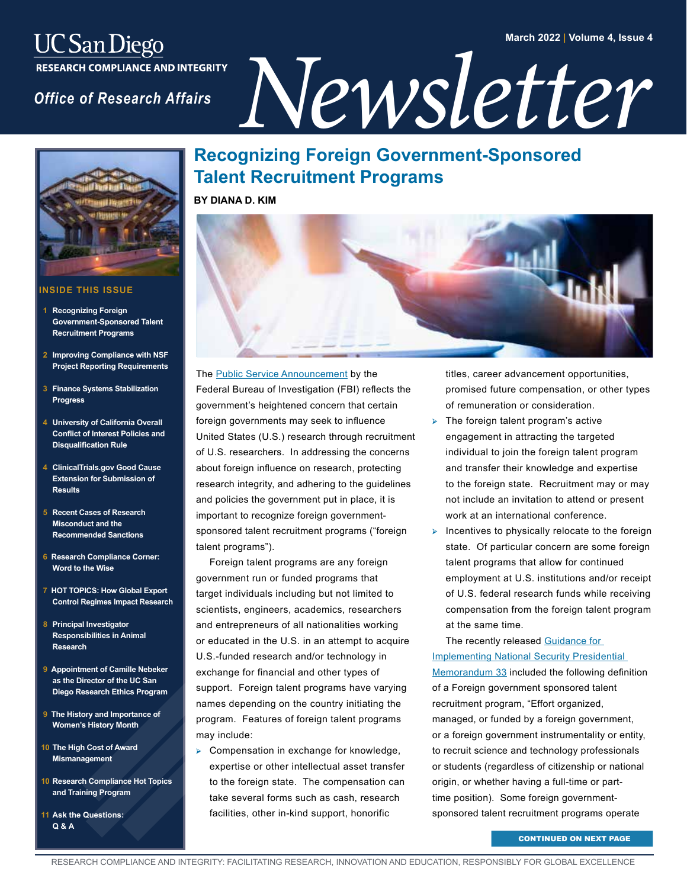# UC San Diego Research Compliance and Integrity — Office of Research Affairs Newsletter

March 2022 | Volume 4, Issue 4

## INSIDE THIS ISSUE

1. Recognizing Foreign Government-Sponsored Talent Recruitment Programs
2. Improving Compliance with NSF Project Reporting Requirements
3. Finance Systems Stabilization Progress
4. University of California Overall Conflict of Interest Policies and Disqualification Rule
4. ClinicalTrials.gov Good Cause Extension for Submission of Results
5. Recent Cases of Research Misconduct and the Recommended Sanctions
6. Research Compliance Corner: Word to the Wise
7. HOT TOPICS: How Global Export Control Regimes Impact Research
8. Principal Investigator Responsibilities in Animal Research
9. Appointment of Camille Nebeker as the Director of the UC San Diego Research Ethics Program
9. The History and Importance of Women's History Month
10. The High Cost of Award Mismanagement
10. Research Compliance Hot Topics and Training Program
11. Ask the Questions: Q & A

# Recognizing Foreign Government-Sponsored Talent Recruitment Programs

**BY DIANA D. KIM**

The Public Service Announcement by the Federal Bureau of Investigation (FBI) reflects the government's heightened concern that certain foreign governments may seek to influence United States (U.S.) research through recruitment of U.S. researchers. In addressing the concerns about foreign influence on research, protecting research integrity, and adhering to the guidelines and policies the government put in place, it is important to recognize foreign government-sponsored talent recruitment programs ("foreign talent programs").

Foreign talent programs are any foreign government run or funded programs that target individuals including but not limited to scientists, engineers, academics, researchers and entrepreneurs of all nationalities working or educated in the U.S. in an attempt to acquire U.S.-funded research and/or technology in exchange for financial and other types of support. Foreign talent programs have varying names depending on the country initiating the program. Features of foreign talent programs may include:

- Compensation in exchange for knowledge, expertise or other intellectual asset transfer to the foreign state. The compensation can take several forms such as cash, research facilities, other in-kind support, honorific titles, career advancement opportunities, promised future compensation, or other types of remuneration or consideration.
- The foreign talent program's active engagement in attracting the targeted individual to join the foreign talent program and transfer their knowledge and expertise to the foreign state. Recruitment may or may not include an invitation to attend or present work at an international conference.
- Incentives to physically relocate to the foreign state. Of particular concern are some foreign talent programs that allow for continued employment at U.S. institutions and/or receipt of U.S. federal research funds while receiving compensation from the foreign talent program at the same time.

The recently released Guidance for Implementing National Security Presidential Memorandum 33 included the following definition of a Foreign government sponsored talent recruitment program, "Effort organized, managed, or funded by a foreign government, or a foreign government instrumentality or entity, to recruit science and technology professionals or students (regardless of citizenship or national origin, or whether having a full-time or part-time position). Some foreign government-sponsored talent recruitment programs operate

CONTINUED ON NEXT PAGE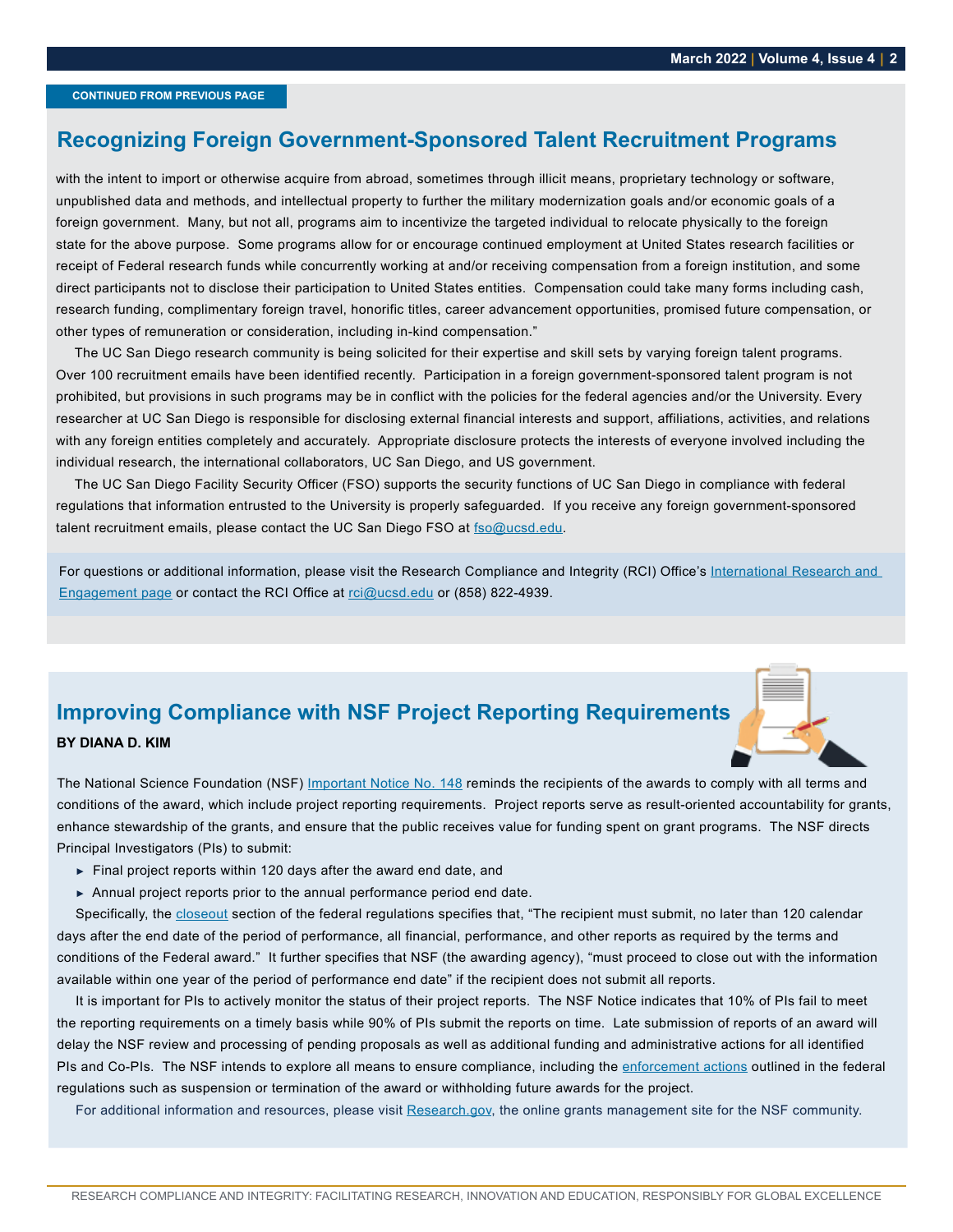CONTINUED FROM PREVIOUS PAGE

## Recognizing Foreign Government-Sponsored Talent Recruitment Programs

with the intent to import or otherwise acquire from abroad, sometimes through illicit means, proprietary technology or software, unpublished data and methods, and intellectual property to further the military modernization goals and/or economic goals of a foreign government. Many, but not all, programs aim to incentivize the targeted individual to relocate physically to the foreign state for the above purpose. Some programs allow for or encourage continued employment at United States research facilities or receipt of Federal research funds while concurrently working at and/or receiving compensation from a foreign institution, and some direct participants not to disclose their participation to United States entities. Compensation could take many forms including cash, research funding, complimentary foreign travel, honorific titles, career advancement opportunities, promised future compensation, or other types of remuneration or consideration, including in-kind compensation."

The UC San Diego research community is being solicited for their expertise and skill sets by varying foreign talent programs. Over 100 recruitment emails have been identified recently. Participation in a foreign government-sponsored talent program is not prohibited, but provisions in such programs may be in conflict with the policies for the federal agencies and/or the University. Every researcher at UC San Diego is responsible for disclosing external financial interests and support, affiliations, activities, and relations with any foreign entities completely and accurately. Appropriate disclosure protects the interests of everyone involved including the individual research, the international collaborators, UC San Diego, and US government.

The UC San Diego Facility Security Officer (FSO) supports the security functions of UC San Diego in compliance with federal regulations that information entrusted to the University is properly safeguarded. If you receive any foreign government-sponsored talent recruitment emails, please contact the UC San Diego FSO at fso@ucsd.edu.

For questions or additional information, please visit the Research Compliance and Integrity (RCI) Office's International Research and Engagement page or contact the RCI Office at rci@ucsd.edu or (858) 822-4939.

## Improving Compliance with NSF Project Reporting Requirements

**BY DIANA D. KIM**

The National Science Foundation (NSF) Important Notice No. 148 reminds the recipients of the awards to comply with all terms and conditions of the award, which include project reporting requirements. Project reports serve as result-oriented accountability for grants, enhance stewardship of the grants, and ensure that the public receives value for funding spent on grant programs. The NSF directs Principal Investigators (PIs) to submit:

- Final project reports within 120 days after the award end date, and
- Annual project reports prior to the annual performance period end date.

Specifically, the closeout section of the federal regulations specifies that, "The recipient must submit, no later than 120 calendar days after the end date of the period of performance, all financial, performance, and other reports as required by the terms and conditions of the Federal award." It further specifies that NSF (the awarding agency), "must proceed to close out with the information available within one year of the period of performance end date" if the recipient does not submit all reports.

It is important for PIs to actively monitor the status of their project reports. The NSF Notice indicates that 10% of PIs fail to meet the reporting requirements on a timely basis while 90% of PIs submit the reports on time. Late submission of reports of an award will delay the NSF review and processing of pending proposals as well as additional funding and administrative actions for all identified PIs and Co-PIs. The NSF intends to explore all means to ensure compliance, including the enforcement actions outlined in the federal regulations such as suspension or termination of the award or withholding future awards for the project.

For additional information and resources, please visit Research.gov, the online grants management site for the NSF community.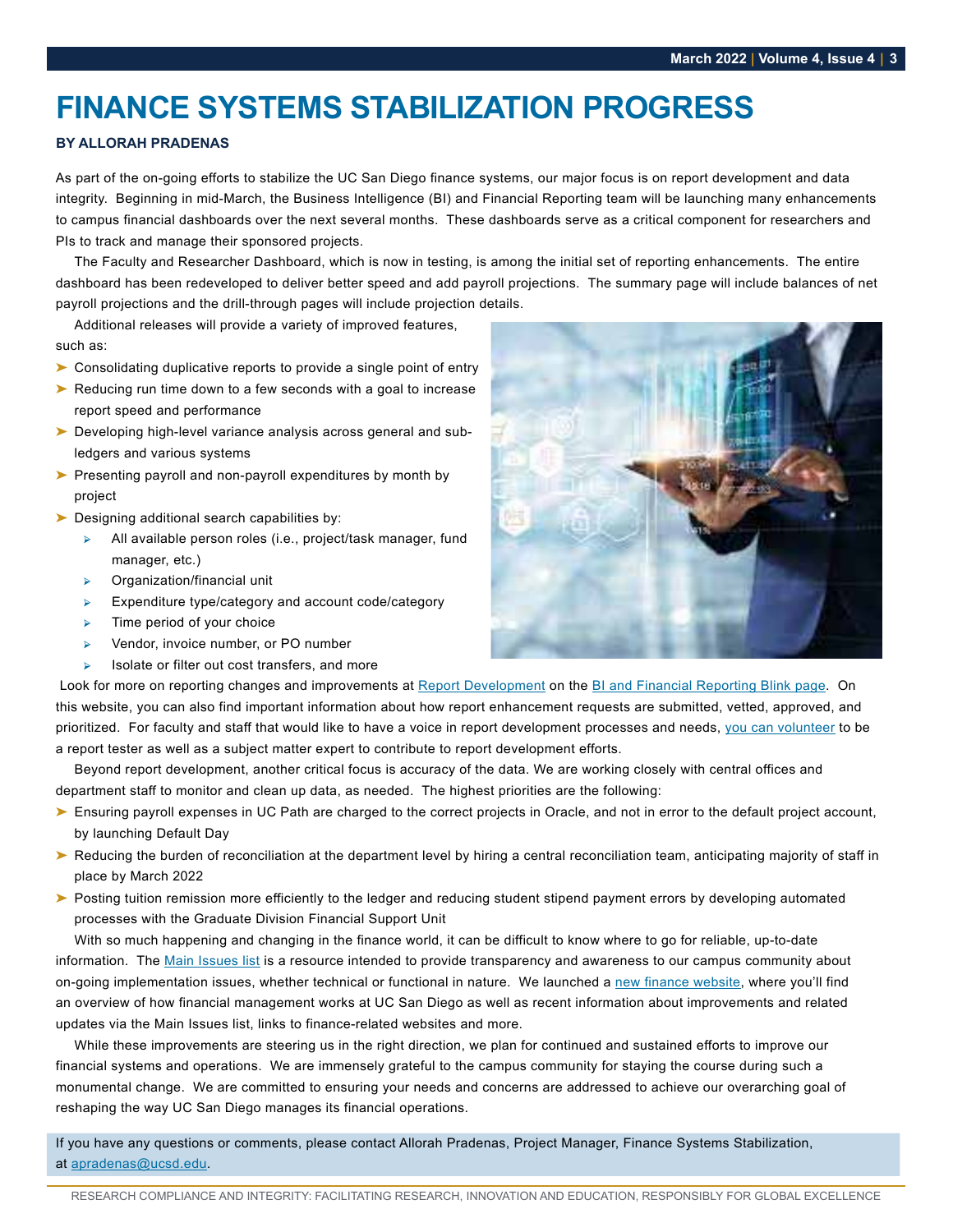# FINANCE SYSTEMS STABILIZATION PROGRESS

**BY ALLORAH PRADENAS**

As part of the on-going efforts to stabilize the UC San Diego finance systems, our major focus is on report development and data integrity. Beginning in mid-March, the Business Intelligence (BI) and Financial Reporting team will be launching many enhancements to campus financial dashboards over the next several months. These dashboards serve as a critical component for researchers and PIs to track and manage their sponsored projects.

The Faculty and Researcher Dashboard, which is now in testing, is among the initial set of reporting enhancements. The entire dashboard has been redeveloped to deliver better speed and add payroll projections. The summary page will include balances of net payroll projections and the drill-through pages will include projection details.

Additional releases will provide a variety of improved features, such as:

- Consolidating duplicative reports to provide a single point of entry
- Reducing run time down to a few seconds with a goal to increase report speed and performance
- Developing high-level variance analysis across general and sub-ledgers and various systems
- Presenting payroll and non-payroll expenditures by month by project
- Designing additional search capabilities by:
  - All available person roles (i.e., project/task manager, fund manager, etc.)
  - Organization/financial unit
  - Expenditure type/category and account code/category
  - Time period of your choice
  - Vendor, invoice number, or PO number
  - Isolate or filter out cost transfers, and more

Look for more on reporting changes and improvements at Report Development on the BI and Financial Reporting Blink page. On this website, you can also find important information about how report enhancement requests are submitted, vetted, approved, and prioritized. For faculty and staff that would like to have a voice in report development processes and needs, you can volunteer to be a report tester as well as a subject matter expert to contribute to report development efforts.

Beyond report development, another critical focus is accuracy of the data. We are working closely with central offices and department staff to monitor and clean up data, as needed. The highest priorities are the following:

- Ensuring payroll expenses in UC Path are charged to the correct projects in Oracle, and not in error to the default project account, by launching Default Day
- Reducing the burden of reconciliation at the department level by hiring a central reconciliation team, anticipating majority of staff in place by March 2022
- Posting tuition remission more efficiently to the ledger and reducing student stipend payment errors by developing automated processes with the Graduate Division Financial Support Unit

With so much happening and changing in the finance world, it can be difficult to know where to go for reliable, up-to-date information. The Main Issues list is a resource intended to provide transparency and awareness to our campus community about on-going implementation issues, whether technical or functional in nature. We launched a new finance website, where you'll find an overview of how financial management works at UC San Diego as well as recent information about improvements and related updates via the Main Issues list, links to finance-related websites and more.

While these improvements are steering us in the right direction, we plan for continued and sustained efforts to improve our financial systems and operations. We are immensely grateful to the campus community for staying the course during such a monumental change. We are committed to ensuring your needs and concerns are addressed to achieve our overarching goal of reshaping the way UC San Diego manages its financial operations.

If you have any questions or comments, please contact Allorah Pradenas, Project Manager, Finance Systems Stabilization, at apradenas@ucsd.edu.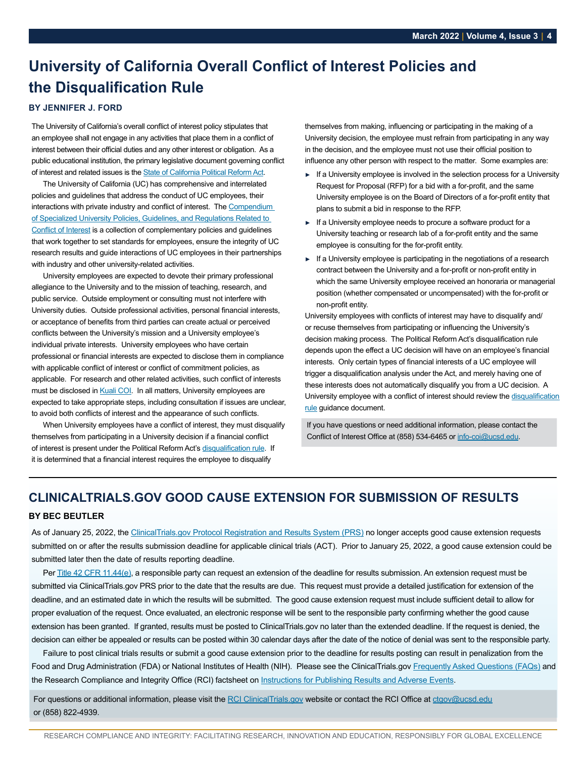# University of California Overall Conflict of Interest Policies and the Disqualification Rule

**BY JENNIFER J. FORD**

The University of California's overall conflict of interest policy stipulates that an employee shall not engage in any activities that place them in a conflict of interest between their official duties and any other interest or obligation. As a public educational institution, the primary legislative document governing conflict of interest and related issues is the State of California Political Reform Act.

The University of California (UC) has comprehensive and interrelated policies and guidelines that address the conduct of UC employees, their interactions with private industry and conflict of interest. The Compendium of Specialized University Policies, Guidelines, and Regulations Related to Conflict of Interest is a collection of complementary policies and guidelines that work together to set standards for employees, ensure the integrity of UC research results and guide interactions of UC employees in their partnerships with industry and other university-related activities.

University employees are expected to devote their primary professional allegiance to the University and to the mission of teaching, research, and public service. Outside employment or consulting must not interfere with University duties. Outside professional activities, personal financial interests, or acceptance of benefits from third parties can create actual or perceived conflicts between the University's mission and a University employee's individual private interests. University employees who have certain professional or financial interests are expected to disclose them in compliance with applicable conflict of interest or conflict of commitment policies, as applicable. For research and other related activities, such conflict of interests must be disclosed in Kuali COI. In all matters, University employees are expected to take appropriate steps, including consultation if issues are unclear, to avoid both conflicts of interest and the appearance of such conflicts.

When University employees have a conflict of interest, they must disqualify themselves from participating in a University decision if a financial conflict of interest is present under the Political Reform Act's disqualification rule. If it is determined that a financial interest requires the employee to disqualify themselves from making, influencing or participating in the making of a University decision, the employee must refrain from participating in any way in the decision, and the employee must not use their official position to influence any other person with respect to the matter. Some examples are:

- If a University employee is involved in the selection process for a University Request for Proposal (RFP) for a bid with a for-profit, and the same University employee is on the Board of Directors of a for-profit entity that plans to submit a bid in response to the RFP.
- If a University employee needs to procure a software product for a University teaching or research lab of a for-profit entity and the same employee is consulting for the for-profit entity.
- If a University employee is participating in the negotiations of a research contract between the University and a for-profit or non-profit entity in which the same University employee received an honoraria or managerial position (whether compensated or uncompensated) with the for-profit or non-profit entity.

University employees with conflicts of interest may have to disqualify and/or recuse themselves from participating or influencing the University's decision making process. The Political Reform Act's disqualification rule depends upon the effect a UC decision will have on an employee's financial interests. Only certain types of financial interests of a UC employee will trigger a disqualification analysis under the Act, and merely having one of these interests does not automatically disqualify you from a UC decision. A University employee with a conflict of interest should review the disqualification rule guidance document.

If you have questions or need additional information, please contact the Conflict of Interest Office at (858) 534-6465 or info-coi@ucsd.edu.

# CLINICALTRIALS.GOV GOOD CAUSE EXTENSION FOR SUBMISSION OF RESULTS

**BY BEC BEUTLER**

As of January 25, 2022, the ClinicalTrials.gov Protocol Registration and Results System (PRS) no longer accepts good cause extension requests submitted on or after the results submission deadline for applicable clinical trials (ACT). Prior to January 25, 2022, a good cause extension could be submitted later then the date of results reporting deadline.

Per Title 42 CFR 11.44(e), a responsible party can request an extension of the deadline for results submission. An extension request must be submitted via ClinicalTrials.gov PRS prior to the date that the results are due. This request must provide a detailed justification for extension of the deadline, and an estimated date in which the results will be submitted. The good cause extension request must include sufficient detail to allow for proper evaluation of the request. Once evaluated, an electronic response will be sent to the responsible party confirming whether the good cause extension has been granted. If granted, results must be posted to ClinicalTrials.gov no later than the extended deadline. If the request is denied, the decision can either be appealed or results can be posted within 30 calendar days after the date of the notice of denial was sent to the responsible party.

Failure to post clinical trials results or submit a good cause extension prior to the deadline for results posting can result in penalization from the Food and Drug Administration (FDA) or National Institutes of Health (NIH). Please see the ClinicalTrials.gov Frequently Asked Questions (FAQs) and the Research Compliance and Integrity Office (RCI) factsheet on Instructions for Publishing Results and Adverse Events.

For questions or additional information, please visit the RCI ClinicalTrials.gov website or contact the RCI Office at ctgov@ucsd.edu or (858) 822-4939.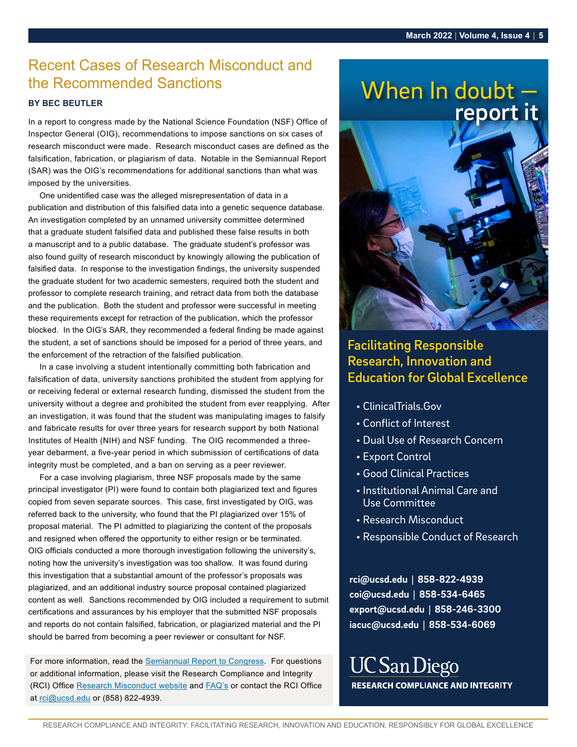## Recent Cases of Research Misconduct and the Recommended Sanctions

**BY BEC BEUTLER**

In a report to congress made by the National Science Foundation (NSF) Office of Inspector General (OIG), recommendations to impose sanctions on six cases of research misconduct were made. Research misconduct cases are defined as the falsification, fabrication, or plagiarism of data. Notable in the Semiannual Report (SAR) was the OIG's recommendations for additional sanctions than what was imposed by the universities.

One unidentified case was the alleged misrepresentation of data in a publication and distribution of this falsified data into a genetic sequence database. An investigation completed by an unnamed university committee determined that a graduate student falsified data and published these false results in both a manuscript and to a public database. The graduate student's professor was also found guilty of research misconduct by knowingly allowing the publication of falsified data. In response to the investigation findings, the university suspended the graduate student for two academic semesters, required both the student and professor to complete research training, and retract data from both the database and the publication. Both the student and professor were successful in meeting these requirements except for retraction of the publication, which the professor blocked. In the OIG's SAR, they recommended a federal finding be made against the student, a set of sanctions should be imposed for a period of three years, and the enforcement of the retraction of the falsified publication.

In a case involving a student intentionally committing both fabrication and falsification of data, university sanctions prohibited the student from applying for or receiving federal or external research funding, dismissed the student from the university without a degree and prohibited the student from ever reapplying. After an investigation, it was found that the student was manipulating images to falsify and fabricate results for over three years for research support by both National Institutes of Health (NIH) and NSF funding. The OIG recommended a three-year debarment, a five-year period in which submission of certifications of data integrity must be completed, and a ban on serving as a peer reviewer.

For a case involving plagiarism, three NSF proposals made by the same principal investigator (PI) were found to contain both plagiarized text and figures copied from seven separate sources. This case, first investigated by OIG, was referred back to the university, who found that the PI plagiarized over 15% of proposal material. The PI admitted to plagiarizing the content of the proposals and resigned when offered the opportunity to either resign or be terminated. OIG officials conducted a more thorough investigation following the university's, noting how the university's investigation was too shallow. It was found during this investigation that a substantial amount of the professor's proposals was plagiarized, and an additional industry source proposal contained plagiarized content as well. Sanctions recommended by OIG included a requirement to submit certifications and assurances by his employer that the submitted NSF proposals and reports do not contain falsified, fabrication, or plagiarized material and the PI should be barred from becoming a peer reviewer or consultant for NSF.

For more information, read the [Semiannual Report to Congress](). For questions or additional information, please visit the Research Compliance and Integrity (RCI) Office [Research Misconduct website]() and [FAQ's]() or contact the RCI Office at [rci@ucsd.edu]() or (858) 822-4939.

## When In doubt — report it

### Facilitating Responsible Research, Innovation and Education for Global Excellence

- ClinicalTrials.Gov
- Conflict of Interest
- Dual Use of Research Concern
- Export Control
- Good Clinical Practices
- Institutional Animal Care and Use Committee
- Research Misconduct
- Responsible Conduct of Research

**rci@ucsd.edu | 858-822-4939**
**coi@ucsd.edu | 858-534-6465**
**export@ucsd.edu | 858-246-3300**
**iacuc@ucsd.edu | 858-534-6069**

UC San Diego
**RESEARCH COMPLIANCE AND INTEGRITY**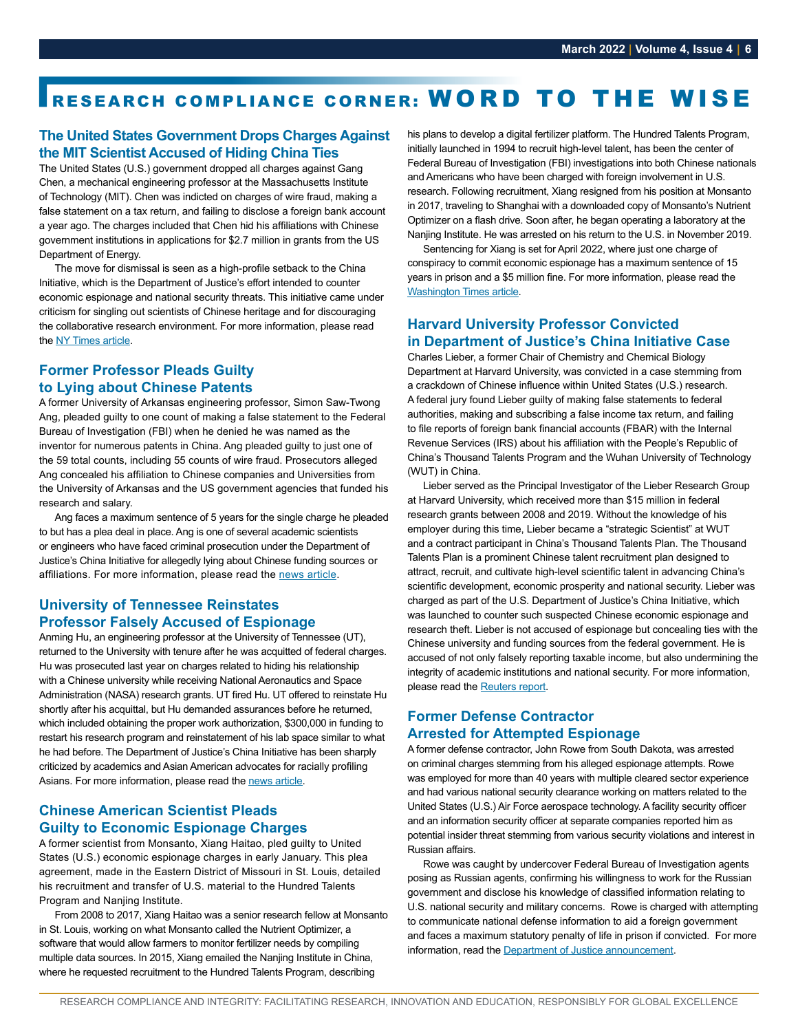# RESEARCH COMPLIANCE CORNER: WORD TO THE WISE

## The United States Government Drops Charges Against the MIT Scientist Accused of Hiding China Ties

The United States (U.S.) government dropped all charges against Gang Chen, a mechanical engineering professor at the Massachusetts Institute of Technology (MIT). Chen was indicted on charges of wire fraud, making a false statement on a tax return, and failing to disclose a foreign bank account a year ago. The charges included that Chen hid his affiliations with Chinese government institutions in applications for $2.7 million in grants from the US Department of Energy.

The move for dismissal is seen as a high-profile setback to the China Initiative, which is the Department of Justice's effort intended to counter economic espionage and national security threats. This initiative came under criticism for singling out scientists of Chinese heritage and for discouraging the collaborative research environment. For more information, please read the NY Times article.

## Former Professor Pleads Guilty to Lying about Chinese Patents

A former University of Arkansas engineering professor, Simon Saw-Twong Ang, pleaded guilty to one count of making a false statement to the Federal Bureau of Investigation (FBI) when he denied he was named as the inventor for numerous patents in China. Ang pleaded guilty to just one of the 59 total counts, including 55 counts of wire fraud. Prosecutors alleged Ang concealed his affiliation to Chinese companies and Universities from the University of Arkansas and the US government agencies that funded his research and salary.

Ang faces a maximum sentence of 5 years for the single charge he pleaded to but has a plea deal in place. Ang is one of several academic scientists or engineers who have faced criminal prosecution under the Department of Justice's China Initiative for allegedly lying about Chinese funding sources or affiliations. For more information, please read the news article.

## University of Tennessee Reinstates Professor Falsely Accused of Espionage

Anming Hu, an engineering professor at the University of Tennessee (UT), returned to the University with tenure after he was acquitted of federal charges. Hu was prosecuted last year on charges related to hiding his relationship with a Chinese university while receiving National Aeronautics and Space Administration (NASA) research grants. UT fired Hu. UT offered to reinstate Hu shortly after his acquittal, but Hu demanded assurances before he returned, which included obtaining the proper work authorization, $300,000 in funding to restart his research program and reinstatement of his lab space similar to what he had before. The Department of Justice's China Initiative has been sharply criticized by academics and Asian American advocates for racially profiling Asians. For more information, please read the news article.

## Chinese American Scientist Pleads Guilty to Economic Espionage Charges

A former scientist from Monsanto, Xiang Haitao, pled guilty to United States (U.S.) economic espionage charges in early January. This plea agreement, made in the Eastern District of Missouri in St. Louis, detailed his recruitment and transfer of U.S. material to the Hundred Talents Program and Nanjing Institute.

From 2008 to 2017, Xiang Haitao was a senior research fellow at Monsanto in St. Louis, working on what Monsanto called the Nutrient Optimizer, a software that would allow farmers to monitor fertilizer needs by compiling multiple data sources. In 2015, Xiang emailed the Nanjing Institute in China, where he requested recruitment to the Hundred Talents Program, describing his plans to develop a digital fertilizer platform. The Hundred Talents Program, initially launched in 1994 to recruit high-level talent, has been the center of Federal Bureau of Investigation (FBI) investigations into both Chinese nationals and Americans who have been charged with foreign involvement in U.S. research. Following recruitment, Xiang resigned from his position at Monsanto in 2017, traveling to Shanghai with a downloaded copy of Monsanto's Nutrient Optimizer on a flash drive. Soon after, he began operating a laboratory at the Nanjing Institute. He was arrested on his return to the U.S. in November 2019.

Sentencing for Xiang is set for April 2022, where just one charge of conspiracy to commit economic espionage has a maximum sentence of 15 years in prison and a $5 million fine. For more information, please read the Washington Times article.

## Harvard University Professor Convicted in Department of Justice's China Initiative Case

Charles Lieber, a former Chair of Chemistry and Chemical Biology Department at Harvard University, was convicted in a case stemming from a crackdown of Chinese influence within United States (U.S.) research. A federal jury found Lieber guilty of making false statements to federal authorities, making and subscribing a false income tax return, and failing to file reports of foreign bank financial accounts (FBAR) with the Internal Revenue Services (IRS) about his affiliation with the People's Republic of China's Thousand Talents Program and the Wuhan University of Technology (WUT) in China.

Lieber served as the Principal Investigator of the Lieber Research Group at Harvard University, which received more than $15 million in federal research grants between 2008 and 2019. Without the knowledge of his employer during this time, Lieber became a "strategic Scientist" at WUT and a contract participant in China's Thousand Talents Plan. The Thousand Talents Plan is a prominent Chinese talent recruitment plan designed to attract, recruit, and cultivate high-level scientific talent in advancing China's scientific development, economic prosperity and national security. Lieber was charged as part of the U.S. Department of Justice's China Initiative, which was launched to counter such suspected Chinese economic espionage and research theft. Lieber is not accused of espionage but concealing ties with the Chinese university and funding sources from the federal government. He is accused of not only falsely reporting taxable income, but also undermining the integrity of academic institutions and national security. For more information, please read the Reuters report.

## Former Defense Contractor Arrested for Attempted Espionage

A former defense contractor, John Rowe from South Dakota, was arrested on criminal charges stemming from his alleged espionage attempts. Rowe was employed for more than 40 years with multiple cleared sector experience and had various national security clearance working on matters related to the United States (U.S.) Air Force aerospace technology. A facility security officer and an information security officer at separate companies reported him as potential insider threat stemming from various security violations and interest in Russian affairs.

Rowe was caught by undercover Federal Bureau of Investigation agents posing as Russian agents, confirming his willingness to work for the Russian government and disclose his knowledge of classified information relating to U.S. national security and military concerns. Rowe is charged with attempting to communicate national defense information to aid a foreign government and faces a maximum statutory penalty of life in prison if convicted. For more information, read the Department of Justice announcement.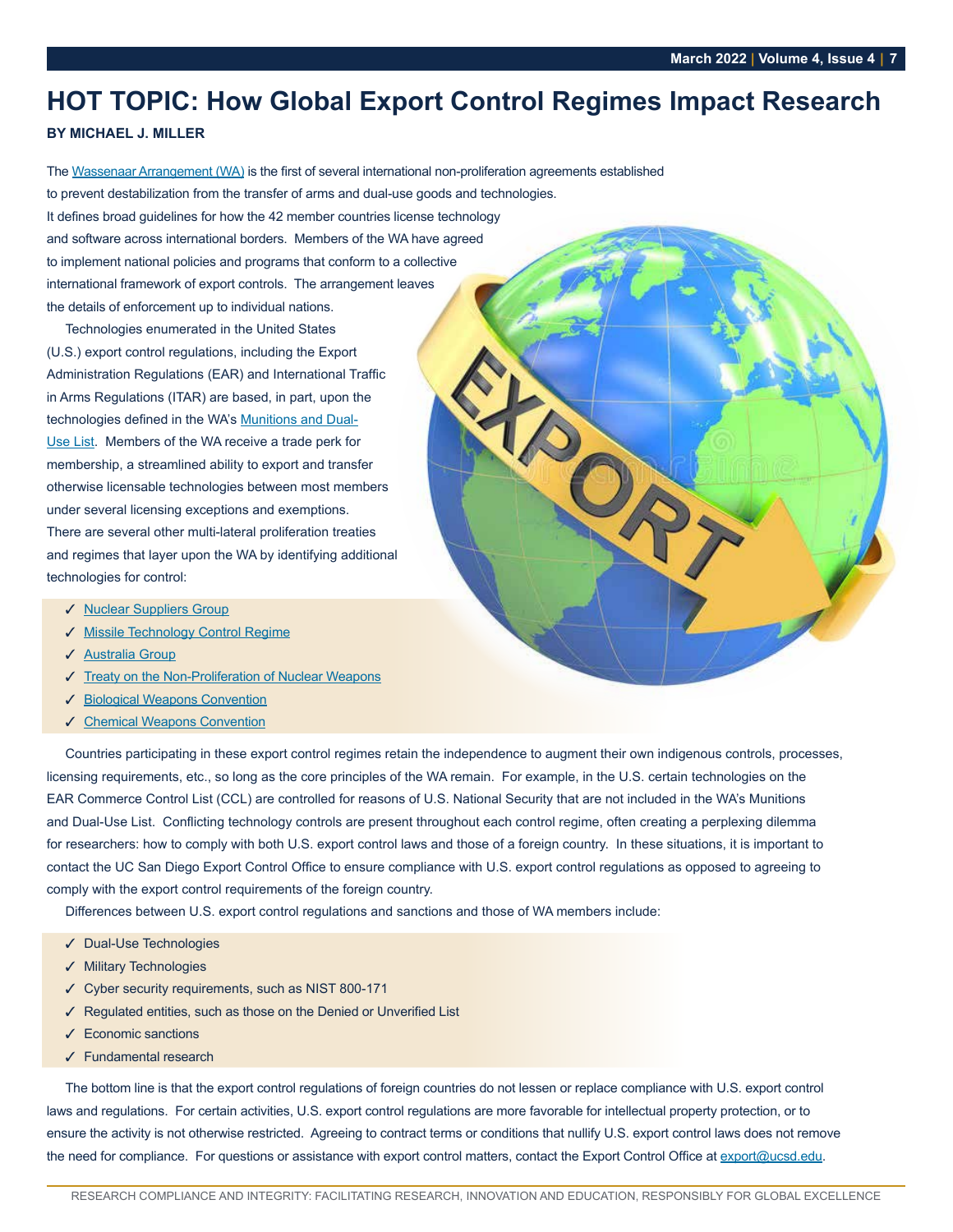# HOT TOPIC: How Global Export Control Regimes Impact Research

**BY MICHAEL J. MILLER**

The Wassenaar Arrangement (WA) is the first of several international non-proliferation agreements established to prevent destabilization from the transfer of arms and dual-use goods and technologies. It defines broad guidelines for how the 42 member countries license technology and software across international borders. Members of the WA have agreed to implement national policies and programs that conform to a collective international framework of export controls. The arrangement leaves the details of enforcement up to individual nations.

Technologies enumerated in the United States (U.S.) export control regulations, including the Export Administration Regulations (EAR) and International Traffic in Arms Regulations (ITAR) are based, in part, upon the technologies defined in the WA's Munitions and Dual-Use List. Members of the WA receive a trade perk for membership, a streamlined ability to export and transfer otherwise licensable technologies between most members under several licensing exceptions and exemptions. There are several other multi-lateral proliferation treaties and regimes that layer upon the WA by identifying additional technologies for control:

- ✓ Nuclear Suppliers Group
- ✓ Missile Technology Control Regime
- ✓ Australia Group
- ✓ Treaty on the Non-Proliferation of Nuclear Weapons
- ✓ Biological Weapons Convention
- ✓ Chemical Weapons Convention

Countries participating in these export control regimes retain the independence to augment their own indigenous controls, processes, licensing requirements, etc., so long as the core principles of the WA remain. For example, in the U.S. certain technologies on the EAR Commerce Control List (CCL) are controlled for reasons of U.S. National Security that are not included in the WA's Munitions and Dual-Use List. Conflicting technology controls are present throughout each control regime, often creating a perplexing dilemma for researchers: how to comply with both U.S. export control laws and those of a foreign country. In these situations, it is important to contact the UC San Diego Export Control Office to ensure compliance with U.S. export control regulations as opposed to agreeing to comply with the export control requirements of the foreign country.

Differences between U.S. export control regulations and sanctions and those of WA members include:

- ✓ Dual-Use Technologies
- ✓ Military Technologies
- ✓ Cyber security requirements, such as NIST 800-171
- ✓ Regulated entities, such as those on the Denied or Unverified List
- ✓ Economic sanctions
- ✓ Fundamental research

The bottom line is that the export control regulations of foreign countries do not lessen or replace compliance with U.S. export control laws and regulations. For certain activities, U.S. export control regulations are more favorable for intellectual property protection, or to ensure the activity is not otherwise restricted. Agreeing to contract terms or conditions that nullify U.S. export control laws does not remove the need for compliance. For questions or assistance with export control matters, contact the Export Control Office at export@ucsd.edu.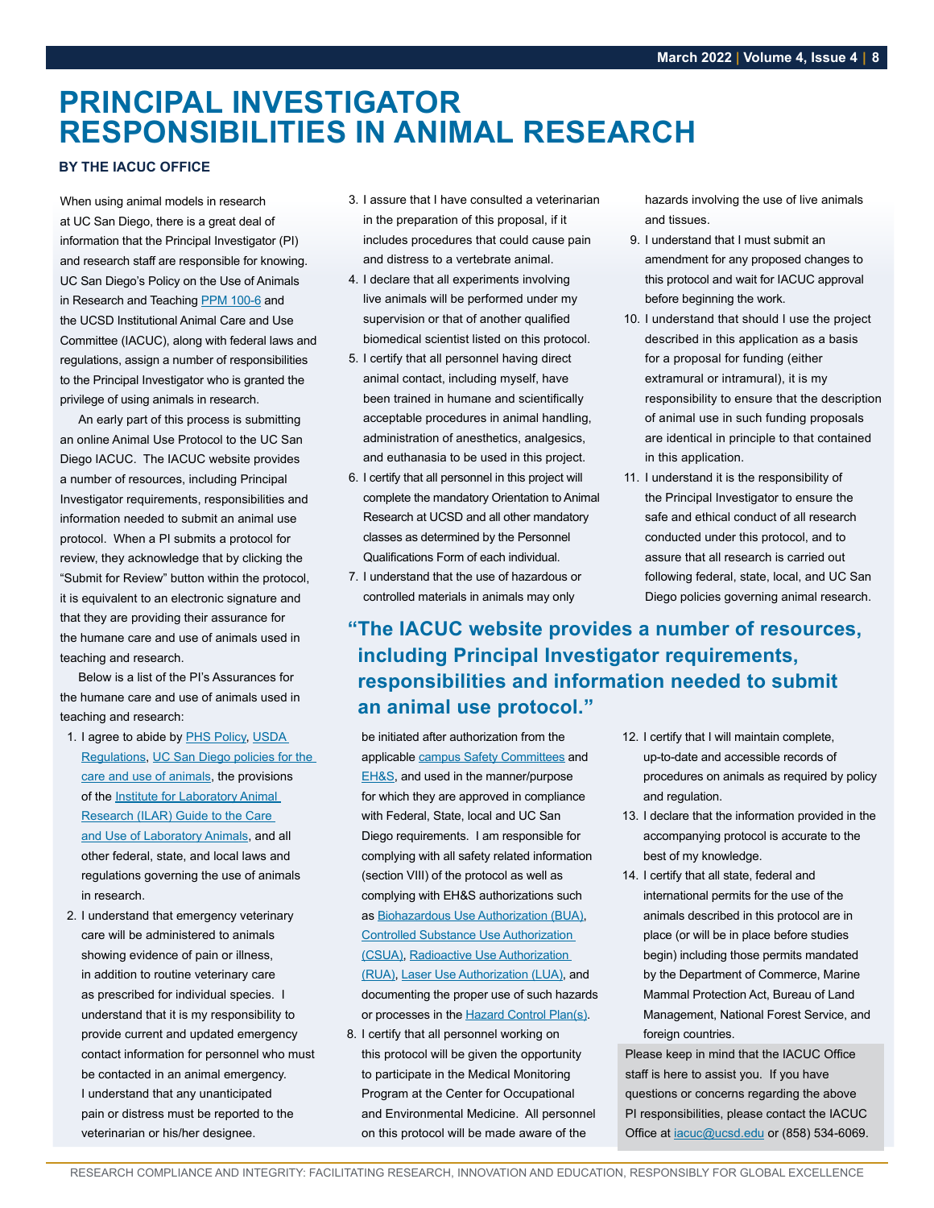# PRINCIPAL INVESTIGATOR RESPONSIBILITIES IN ANIMAL RESEARCH

**BY THE IACUC OFFICE**

When using animal models in research at UC San Diego, there is a great deal of information that the Principal Investigator (PI) and research staff are responsible for knowing. UC San Diego's Policy on the Use of Animals in Research and Teaching PPM 100-6 and the UCSD Institutional Animal Care and Use Committee (IACUC), along with federal laws and regulations, assign a number of responsibilities to the Principal Investigator who is granted the privilege of using animals in research.

An early part of this process is submitting an online Animal Use Protocol to the UC San Diego IACUC. The IACUC website provides a number of resources, including Principal Investigator requirements, responsibilities and information needed to submit an animal use protocol. When a PI submits a protocol for review, they acknowledge that by clicking the "Submit for Review" button within the protocol, it is equivalent to an electronic signature and that they are providing their assurance for the humane care and use of animals used in teaching and research.

Below is a list of the PI's Assurances for the humane care and use of animals used in teaching and research:

1. I agree to abide by PHS Policy, USDA Regulations, UC San Diego policies for the care and use of animals, the provisions of the Institute for Laboratory Animal Research (ILAR) Guide to the Care and Use of Laboratory Animals, and all other federal, state, and local laws and regulations governing the use of animals in research.
2. I understand that emergency veterinary care will be administered to animals showing evidence of pain or illness, in addition to routine veterinary care as prescribed for individual species. I understand that it is my responsibility to provide current and updated emergency contact information for personnel who must be contacted in an animal emergency. I understand that any unanticipated pain or distress must be reported to the veterinarian or his/her designee.
3. I assure that I have consulted a veterinarian in the preparation of this proposal, if it includes procedures that could cause pain and distress to a vertebrate animal.
4. I declare that all experiments involving live animals will be performed under my supervision or that of another qualified biomedical scientist listed on this protocol.
5. I certify that all personnel having direct animal contact, including myself, have been trained in humane and scientifically acceptable procedures in animal handling, administration of anesthetics, analgesics, and euthanasia to be used in this project.
6. I certify that all personnel in this project will complete the mandatory Orientation to Animal Research at UCSD and all other mandatory classes as determined by the Personnel Qualifications Form of each individual.
7. I understand that the use of hazardous or controlled materials in animals may only be initiated after authorization from the applicable campus Safety Committees and EH&S, and used in the manner/purpose for which they are approved in compliance with Federal, State, local and UC San Diego requirements. I am responsible for complying with all safety related information (section VIII) of the protocol as well as complying with EH&S authorizations such as Biohazardous Use Authorization (BUA), Controlled Substance Use Authorization (CSUA), Radioactive Use Authorization (RUA), Laser Use Authorization (LUA), and documenting the proper use of such hazards or processes in the Hazard Control Plan(s).
8. I certify that all personnel working on this protocol will be given the opportunity to participate in the Medical Monitoring Program at the Center for Occupational and Environmental Medicine. All personnel on this protocol will be made aware of the hazards involving the use of live animals and tissues.
9. I understand that I must submit an amendment for any proposed changes to this protocol and wait for IACUC approval before beginning the work.
10. I understand that should I use the project described in this application as a basis for a proposal for funding (either extramural or intramural), it is my responsibility to ensure that the description of animal use in such funding proposals are identical in principle to that contained in this application.
11. I understand it is the responsibility of the Principal Investigator to ensure the safe and ethical conduct of all research conducted under this protocol, and to assure that all research is carried out following federal, state, local, and UC San Diego policies governing animal research.
12. I certify that I will maintain complete, up-to-date and accessible records of procedures on animals as required by policy and regulation.
13. I declare that the information provided in the accompanying protocol is accurate to the best of my knowledge.
14. I certify that all state, federal and international permits for the use of the animals described in this protocol are in place (or will be in place before studies begin) including those permits mandated by the Department of Commerce, Marine Mammal Protection Act, Bureau of Land Management, National Forest Service, and foreign countries.

> **"The IACUC website provides a number of resources, including Principal Investigator requirements, responsibilities and information needed to submit an animal use protocol."**

Please keep in mind that the IACUC Office staff is here to assist you. If you have questions or concerns regarding the above PI responsibilities, please contact the IACUC Office at iacuc@ucsd.edu or (858) 534-6069.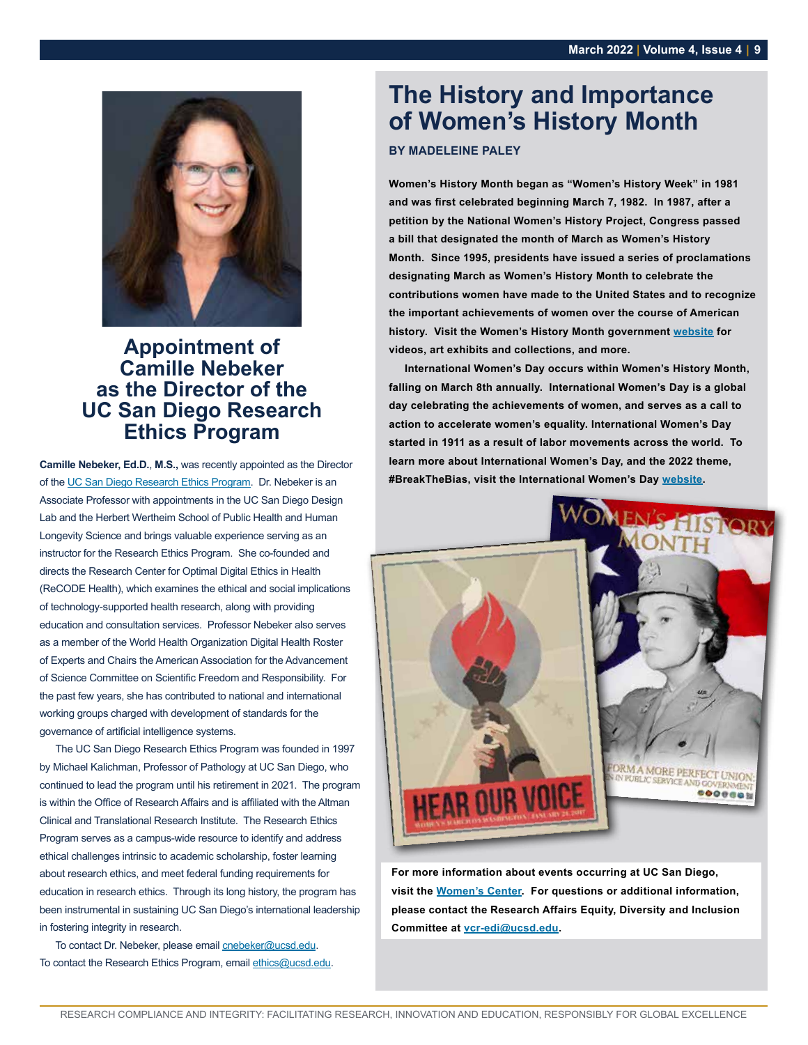# Appointment of Camille Nebeker as the Director of the UC San Diego Research Ethics Program

**Camille Nebeker, Ed.D.**, **M.S.,** was recently appointed as the Director of the UC San Diego Research Ethics Program. Dr. Nebeker is an Associate Professor with appointments in the UC San Diego Design Lab and the Herbert Wertheim School of Public Health and Human Longevity Science and brings valuable experience serving as an instructor for the Research Ethics Program. She co-founded and directs the Research Center for Optimal Digital Ethics in Health (ReCODE Health), which examines the ethical and social implications of technology-supported health research, along with providing education and consultation services. Professor Nebeker also serves as a member of the World Health Organization Digital Health Roster of Experts and Chairs the American Association for the Advancement of Science Committee on Scientific Freedom and Responsibility. For the past few years, she has contributed to national and international working groups charged with development of standards for the governance of artificial intelligence systems.

The UC San Diego Research Ethics Program was founded in 1997 by Michael Kalichman, Professor of Pathology at UC San Diego, who continued to lead the program until his retirement in 2021. The program is within the Office of Research Affairs and is affiliated with the Altman Clinical and Translational Research Institute. The Research Ethics Program serves as a campus-wide resource to identify and address ethical challenges intrinsic to academic scholarship, foster learning about research ethics, and meet federal funding requirements for education in research ethics. Through its long history, the program has been instrumental in sustaining UC San Diego's international leadership in fostering integrity in research.

To contact Dr. Nebeker, please email cnebeker@ucsd.edu.
To contact the Research Ethics Program, email ethics@ucsd.edu.

# The History and Importance of Women's History Month

**BY MADELEINE PALEY**

**Women's History Month began as "Women's History Week" in 1981 and was first celebrated beginning March 7, 1982. In 1987, after a petition by the National Women's History Project, Congress passed a bill that designated the month of March as Women's History Month. Since 1995, presidents have issued a series of proclamations designating March as Women's History Month to celebrate the contributions women have made to the United States and to recognize the important achievements of women over the course of American history. Visit the Women's History Month government website for videos, art exhibits and collections, and more.**

**International Women's Day occurs within Women's History Month, falling on March 8th annually. International Women's Day is a global day celebrating the achievements of women, and serves as a call to action to accelerate women's equality. International Women's Day started in 1911 as a result of labor movements across the world. To learn more about International Women's Day, and the 2022 theme, #BreakTheBias, visit the International Women's Day website.**

**For more information about events occurring at UC San Diego, visit the Women's Center. For questions or additional information, please contact the Research Affairs Equity, Diversity and Inclusion Committee at vcr-edi@ucsd.edu.**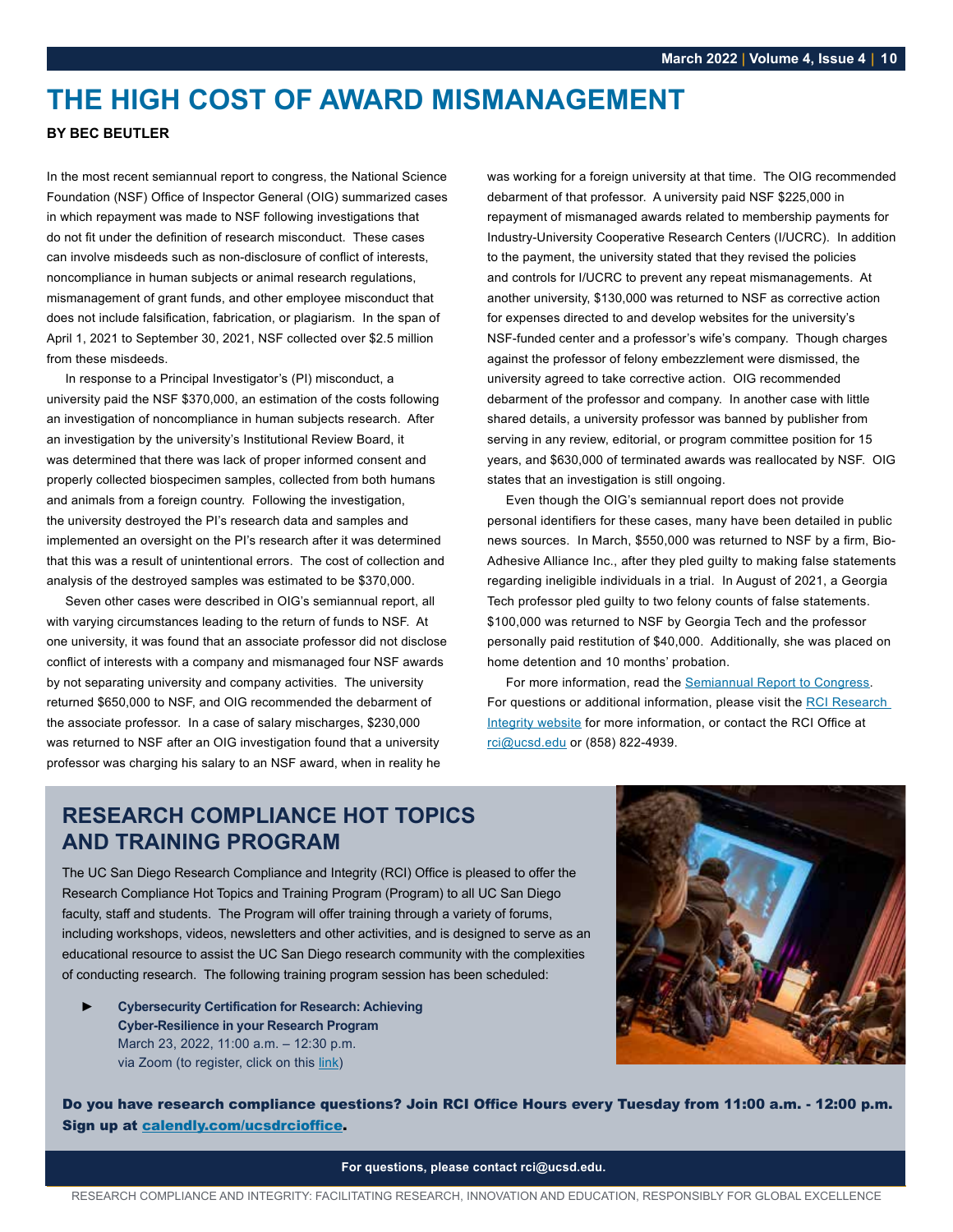# THE HIGH COST OF AWARD MISMANAGEMENT

**BY BEC BEUTLER**

In the most recent semiannual report to congress, the National Science Foundation (NSF) Office of Inspector General (OIG) summarized cases in which repayment was made to NSF following investigations that do not fit under the definition of research misconduct. These cases can involve misdeeds such as non-disclosure of conflict of interests, noncompliance in human subjects or animal research regulations, mismanagement of grant funds, and other employee misconduct that does not include falsification, fabrication, or plagiarism. In the span of April 1, 2021 to September 30, 2021, NSF collected over $2.5 million from these misdeeds.

In response to a Principal Investigator's (PI) misconduct, a university paid the NSF $370,000, an estimation of the costs following an investigation of noncompliance in human subjects research. After an investigation by the university's Institutional Review Board, it was determined that there was lack of proper informed consent and properly collected biospecimen samples, collected from both humans and animals from a foreign country. Following the investigation, the university destroyed the PI's research data and samples and implemented an oversight on the PI's research after it was determined that this was a result of unintentional errors. The cost of collection and analysis of the destroyed samples was estimated to be $370,000.

Seven other cases were described in OIG's semiannual report, all with varying circumstances leading to the return of funds to NSF. At one university, it was found that an associate professor did not disclose conflict of interests with a company and mismanaged four NSF awards by not separating university and company activities. The university returned $650,000 to NSF, and OIG recommended the debarment of the associate professor. In a case of salary mischarges, $230,000 was returned to NSF after an OIG investigation found that a university professor was charging his salary to an NSF award, when in reality he was working for a foreign university at that time. The OIG recommended debarment of that professor. A university paid NSF $225,000 in repayment of mismanaged awards related to membership payments for Industry-University Cooperative Research Centers (I/UCRC). In addition to the payment, the university stated that they revised the policies and controls for I/UCRC to prevent any repeat mismanagements. At another university, $130,000 was returned to NSF as corrective action for expenses directed to and develop websites for the university's NSF-funded center and a professor's wife's company. Though charges against the professor of felony embezzlement were dismissed, the university agreed to take corrective action. OIG recommended debarment of the professor and company. In another case with little shared details, a university professor was banned by publisher from serving in any review, editorial, or program committee position for 15 years, and $630,000 of terminated awards was reallocated by NSF. OIG states that an investigation is still ongoing.

Even though the OIG's semiannual report does not provide personal identifiers for these cases, many have been detailed in public news sources. In March, $550,000 was returned to NSF by a firm, Bio-Adhesive Alliance Inc., after they pled guilty to making false statements regarding ineligible individuals in a trial. In August of 2021, a Georgia Tech professor pled guilty to two felony counts of false statements. $100,000 was returned to NSF by Georgia Tech and the professor personally paid restitution of $40,000. Additionally, she was placed on home detention and 10 months' probation.

For more information, read the Semiannual Report to Congress. For questions or additional information, please visit the RCI Research Integrity website for more information, or contact the RCI Office at rci@ucsd.edu or (858) 822-4939.

## RESEARCH COMPLIANCE HOT TOPICS AND TRAINING PROGRAM

The UC San Diego Research Compliance and Integrity (RCI) Office is pleased to offer the Research Compliance Hot Topics and Training Program (Program) to all UC San Diego faculty, staff and students. The Program will offer training through a variety of forums, including workshops, videos, newsletters and other activities, and is designed to serve as an educational resource to assist the UC San Diego research community with the complexities of conducting research. The following training program session has been scheduled:

- **Cybersecurity Certification for Research: Achieving Cyber-Resilience in your Research Program**
  March 23, 2022, 11:00 a.m. – 12:30 p.m.
  via Zoom (to register, click on this link)

**Do you have research compliance questions? Join RCI Office Hours every Tuesday from 11:00 a.m. - 12:00 p.m. Sign up at calendly.com/ucsdrcioffice.**

**For questions, please contact rci@ucsd.edu.**

RESEARCH COMPLIANCE AND INTEGRITY: FACILITATING RESEARCH, INNOVATION AND EDUCATION, RESPONSIBLY FOR GLOBAL EXCELLENCE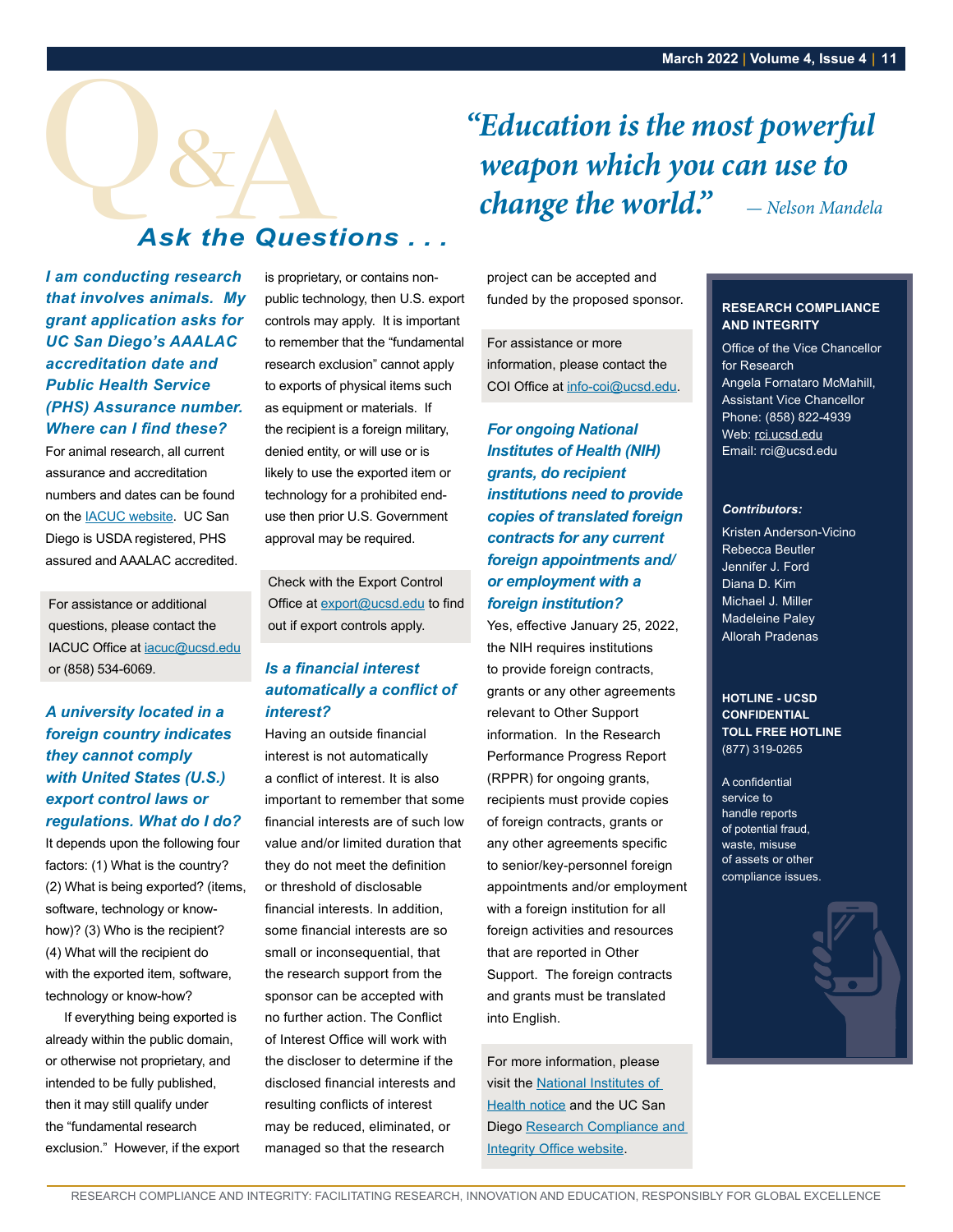# Q&A

## Ask the Questions . . .

> *"Education is the most powerful weapon which you can use to change the world."* — Nelson Mandela

***I am conducting research that involves animals. My grant application asks for UC San Diego's AAALAC accreditation date and Public Health Service (PHS) Assurance number. Where can I find these?***

For animal research, all current assurance and accreditation numbers and dates can be found on the IACUC website. UC San Diego is USDA registered, PHS assured and AAALAC accredited.

For assistance or additional questions, please contact the IACUC Office at iacuc@ucsd.edu or (858) 534-6069.

***A university located in a foreign country indicates they cannot comply with United States (U.S.) export control laws or regulations. What do I do?***

It depends upon the following four factors: (1) What is the country? (2) What is being exported? (items, software, technology or know-how)? (3) Who is the recipient? (4) What will the recipient do with the exported item, software, technology or know-how?

If everything being exported is already within the public domain, or otherwise not proprietary, and intended to be fully published, then it may still qualify under the "fundamental research exclusion." However, if the export is proprietary, or contains non-public technology, then U.S. export controls may apply. It is important to remember that the "fundamental research exclusion" cannot apply to exports of physical items such as equipment or materials. If the recipient is a foreign military, denied entity, or will use or is likely to use the exported item or technology for a prohibited end-use then prior U.S. Government approval may be required.

Check with the Export Control Office at export@ucsd.edu to find out if export controls apply.

***Is a financial interest automatically a conflict of interest?***

Having an outside financial interest is not automatically a conflict of interest. It is also important to remember that some financial interests are of such low value and/or limited duration that they do not meet the definition or threshold of disclosable financial interests. In addition, some financial interests are so small or inconsequential, that the research support from the sponsor can be accepted with no further action. The Conflict of Interest Office will work with the discloser to determine if the disclosed financial interests and resulting conflicts of interest may be reduced, eliminated, or managed so that the research project can be accepted and funded by the proposed sponsor.

For assistance or more information, please contact the COI Office at info-coi@ucsd.edu.

***For ongoing National Institutes of Health (NIH) grants, do recipient institutions need to provide copies of translated foreign contracts for any current foreign appointments and/or employment with a foreign institution?***

Yes, effective January 25, 2022, the NIH requires institutions to provide foreign contracts, grants or any other agreements relevant to Other Support information. In the Research Performance Progress Report (RPPR) for ongoing grants, recipients must provide copies of foreign contracts, grants or any other agreements specific to senior/key-personnel foreign appointments and/or employment with a foreign institution for all foreign activities and resources that are reported in Other Support. The foreign contracts and grants must be translated into English.

For more information, please visit the National Institutes of Health notice and the UC San Diego Research Compliance and Integrity Office website.

---

**RESEARCH COMPLIANCE AND INTEGRITY**

Office of the Vice Chancellor for Research
Angela Fornataro McMahill, Assistant Vice Chancellor
Phone: (858) 822-4939
Web: rci.ucsd.edu
Email: rci@ucsd.edu

***Contributors:***

Kristen Anderson-Vicino
Rebecca Beutler
Jennifer J. Ford
Diana D. Kim
Michael J. Miller
Madeleine Paley
Allorah Pradenas

**HOTLINE - UCSD CONFIDENTIAL TOLL FREE HOTLINE**
(877) 319-0265

A confidential service to handle reports of potential fraud, waste, misuse of assets or other compliance issues.

RESEARCH COMPLIANCE AND INTEGRITY: FACILITATING RESEARCH, INNOVATION AND EDUCATION, RESPONSIBLY FOR GLOBAL EXCELLENCE